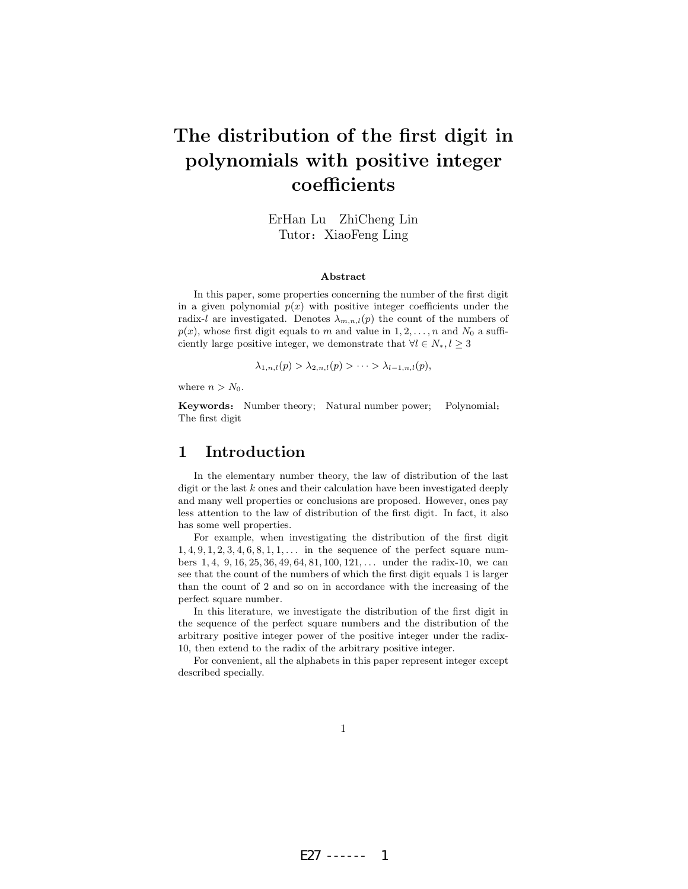# The distribution of the first digit in polynomials with positive integer coefficients

ErHan Lu ZhiCheng Lin
Tutor：XiaoFeng Ling

**Abstract**

In this paper, some properties concerning the number of the first digit in a given polynomial $p(x)$ with positive integer coefficients under the radix-$l$ are investigated. Denotes $\lambda_{m,n,l}(p)$ the count of the numbers of $p(x)$, whose first digit equals to $m$ and value in $1, 2, \ldots, n$ and $N_0$ a sufficiently large positive integer, we demonstrate that $\forall l \in N_*, l \geq 3$

$$\lambda_{1,n,l}(p) > \lambda_{2,n,l}(p) > \cdots > \lambda_{l-1,n,l}(p),$$

where $n > N_0$.

**Keywords:** Number theory; Natural number power; Polynomial; The first digit

## 1 Introduction

In the elementary number theory, the law of distribution of the last digit or the last $k$ ones and their calculation have been investigated deeply and many well properties or conclusions are proposed. However, ones pay less attention to the law of distribution of the first digit. In fact, it also has some well properties.

For example, when investigating the distribution of the first digit $1, 4, 9, 1, 2, 3, 4, 6, 8, 1, 1, \ldots$ in the sequence of the perfect square numbers $1, 4, 9, 16, 25, 36, 49, 64, 81, 100, 121, \ldots$ under the radix-10, we can see that the count of the numbers of which the first digit equals 1 is larger than the count of 2 and so on in accordance with the increasing of the perfect square number.

In this literature, we investigate the distribution of the first digit in the sequence of the perfect square numbers and the distribution of the arbitrary positive integer power of the positive integer under the radix-10, then extend to the radix of the arbitrary positive integer.

For convenient, all the alphabets in this paper represent integer except described specially.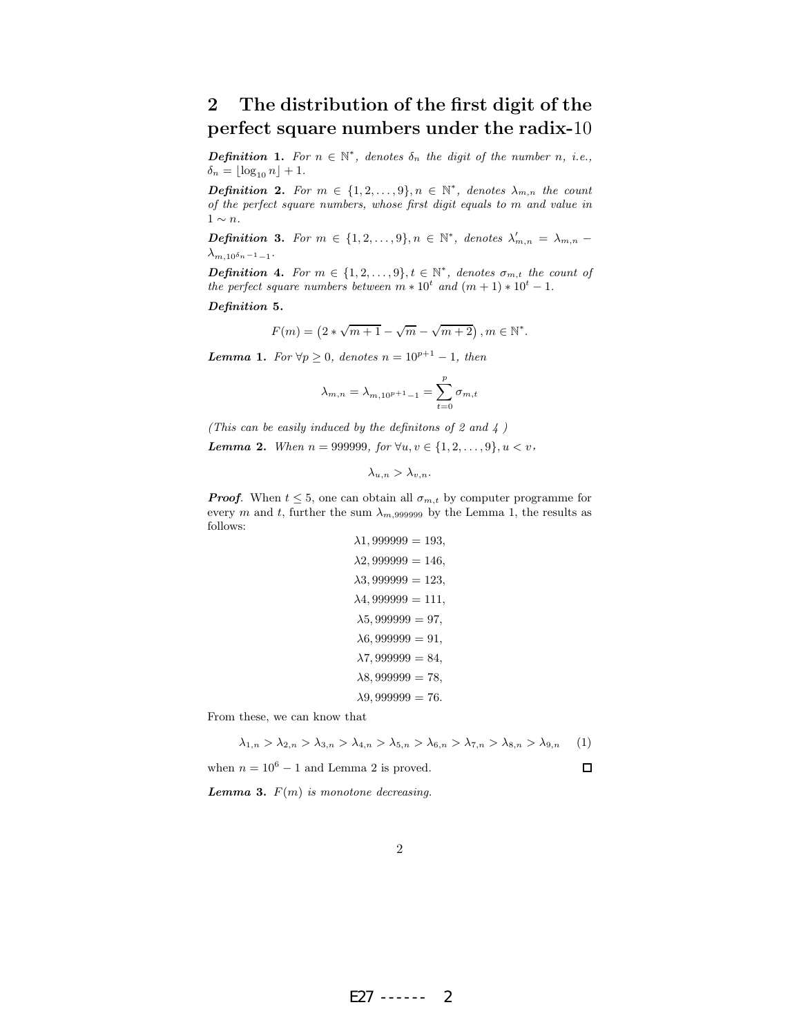## 2 The distribution of the first digit of the perfect square numbers under the radix-10

***Definition* 1.** *For $n \in \mathbb{N}^*$, denotes $\delta_n$ the digit of the number $n$, i.e., $\delta_n = \lfloor \log_{10} n \rfloor + 1$.*

***Definition* 2.** *For $m \in \{1, 2, \ldots, 9\}, n \in \mathbb{N}^*$, denotes $\lambda_{m,n}$ the count of the perfect square numbers, whose first digit equals to $m$ and value in $1 \sim n$.*

***Definition* 3.** *For $m \in \{1, 2, \ldots, 9\}, n \in \mathbb{N}^*$, denotes $\lambda'_{m,n} = \lambda_{m,n} - \lambda_{m,10^{\delta_n - 1}-1}$.*

***Definition* 4.** *For $m \in \{1, 2, \ldots, 9\}, t \in \mathbb{N}^*$, denotes $\sigma_{m,t}$ the count of the perfect square numbers between $m * 10^t$ and $(m+1) * 10^t - 1$.*

***Definition* 5.**

$$F(m) = \left(2 * \sqrt{m+1} - \sqrt{m} - \sqrt{m+2}\right), m \in \mathbb{N}^*.$$

***Lemma* 1.** *For $\forall p \geq 0$, denotes $n = 10^{p+1} - 1$, then*

$$\lambda_{m,n} = \lambda_{m,10^{p+1}-1} = \sum_{t=0}^{p} \sigma_{m,t}$$

*(This can be easily induced by the definitons of 2 and 4 )*

***Lemma* 2.** *When $n = 999999$, for $\forall u, v \in \{1, 2, \ldots, 9\}, u < v$,*

$$\lambda_{u,n} > \lambda_{v,n}.$$

***Proof*.** When $t \leq 5$, one can obtain all $\sigma_{m,t}$ by computer programme for every $m$ and $t$, further the sum $\lambda_{m,999999}$ by the Lemma 1, the results as follows:

$$\lambda 1, 999999 = 193,$$
$$\lambda 2, 999999 = 146,$$
$$\lambda 3, 999999 = 123,$$
$$\lambda 4, 999999 = 111,$$
$$\lambda 5, 999999 = 97,$$
$$\lambda 6, 999999 = 91,$$
$$\lambda 7, 999999 = 84,$$
$$\lambda 8, 999999 = 78,$$
$$\lambda 9, 999999 = 76.$$

From these, we can know that

$$\lambda_{1,n} > \lambda_{2,n} > \lambda_{3,n} > \lambda_{4,n} > \lambda_{5,n} > \lambda_{6,n} > \lambda_{7,n} > \lambda_{8,n} > \lambda_{9,n} \quad (1)$$

when $n = 10^6 - 1$ and Lemma 2 is proved. □

***Lemma* 3.** *$F(m)$ is monotone decreasing.*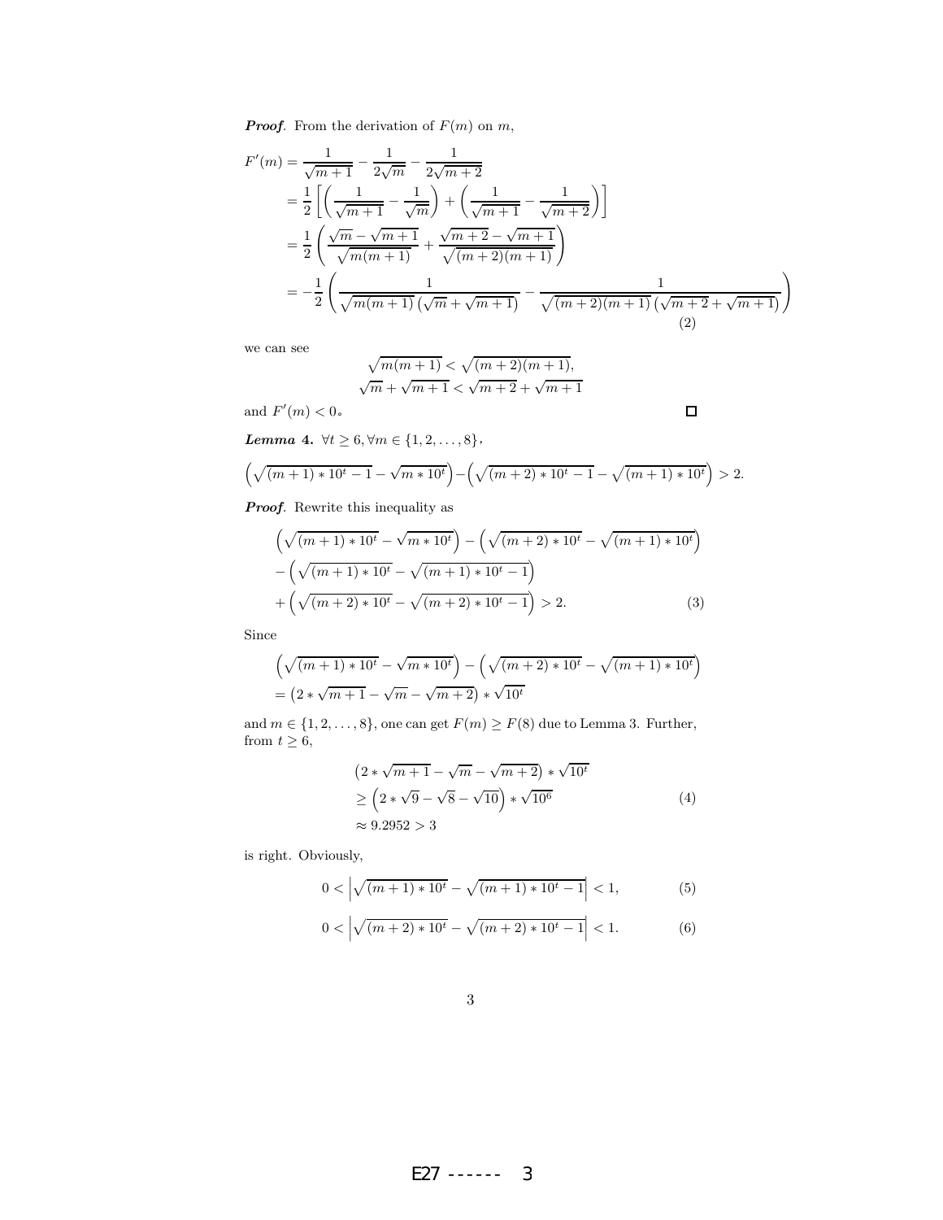**Proof**. From the derivation of $F(m)$ on $m$,

$$
\begin{aligned}
F'(m) &= \frac{1}{\sqrt{m+1}} - \frac{1}{2\sqrt{m}} - \frac{1}{2\sqrt{m+2}} \\
&= \frac{1}{2}\left[\left(\frac{1}{\sqrt{m+1}} - \frac{1}{\sqrt{m}}\right) + \left(\frac{1}{\sqrt{m+1}} - \frac{1}{\sqrt{m+2}}\right)\right] \\
&= \frac{1}{2}\left(\frac{\sqrt{m}-\sqrt{m+1}}{\sqrt{m(m+1)}} + \frac{\sqrt{m+2}-\sqrt{m+1}}{\sqrt{(m+2)(m+1)}}\right) \\
&= -\frac{1}{2}\left(\frac{1}{\sqrt{m(m+1)}\left(\sqrt{m}+\sqrt{m+1}\right)} - \frac{1}{\sqrt{(m+2)(m+1)}\left(\sqrt{m+2}+\sqrt{m+1}\right)}\right)
\end{aligned}
\tag{2}
$$

we can see

$$
\sqrt{m(m+1)} < \sqrt{(m+2)(m+1)},
$$
$$
\sqrt{m} + \sqrt{m+1} < \sqrt{m+2} + \sqrt{m+1}
$$

and $F'(m) < 0$。 □

***Lemma 4.*** $\forall t \geq 6, \forall m \in \{1, 2, \ldots, 8\}$,

$$
\left(\sqrt{(m+1)*10^t - 1} - \sqrt{m*10^t}\right) - \left(\sqrt{(m+2)*10^t - 1} - \sqrt{(m+1)*10^t}\right) > 2.
$$

**Proof**. Rewrite this inequality as

$$
\begin{aligned}
&\left(\sqrt{(m+1)*10^t} - \sqrt{m*10^t}\right) - \left(\sqrt{(m+2)*10^t} - \sqrt{(m+1)*10^t}\right) \\
&- \left(\sqrt{(m+1)*10^t} - \sqrt{(m+1)*10^t - 1}\right) \\
&+ \left(\sqrt{(m+2)*10^t} - \sqrt{(m+2)*10^t - 1}\right) > 2.
\end{aligned}
\tag{3}
$$

Since

$$
\begin{aligned}
&\left(\sqrt{(m+1)*10^t} - \sqrt{m*10^t}\right) - \left(\sqrt{(m+2)*10^t} - \sqrt{(m+1)*10^t}\right) \\
&= \left(2*\sqrt{m+1} - \sqrt{m} - \sqrt{m+2}\right) * \sqrt{10^t}
\end{aligned}
$$

and $m \in \{1, 2, \ldots, 8\}$, one can get $F(m) \geq F(8)$ due to Lemma 3. Further, from $t \geq 6$,

$$
\begin{aligned}
&\left(2*\sqrt{m+1} - \sqrt{m} - \sqrt{m+2}\right) * \sqrt{10^t} \\
&\geq \left(2*\sqrt{9} - \sqrt{8} - \sqrt{10}\right) * \sqrt{10^6} \\
&\approx 9.2952 > 3
\end{aligned}
\tag{4}
$$

is right. Obviously,

$$
0 < \left|\sqrt{(m+1)*10^t} - \sqrt{(m+1)*10^t - 1}\right| < 1, \tag{5}
$$

$$
0 < \left|\sqrt{(m+2)*10^t} - \sqrt{(m+2)*10^t - 1}\right| < 1. \tag{6}
$$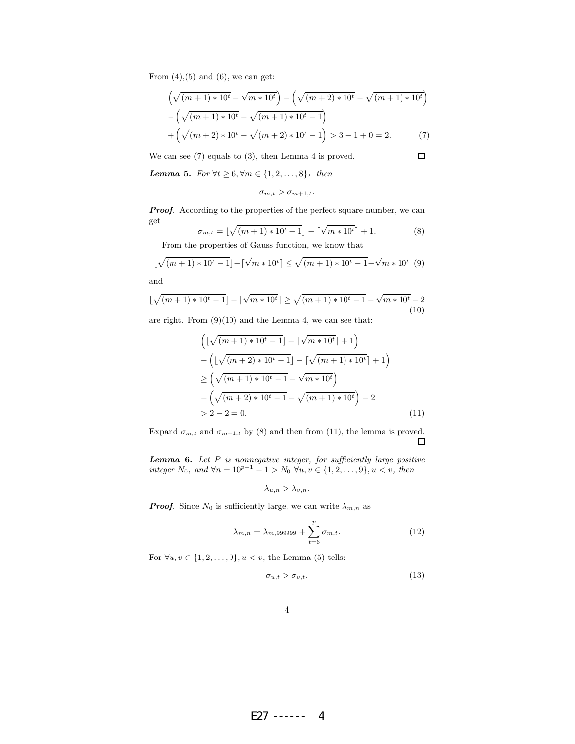From (4),(5) and (6), we can get:

$$
\begin{aligned}
&\left(\sqrt{(m+1)*10^t}-\sqrt{m*10^t}\right)-\left(\sqrt{(m+2)*10^t}-\sqrt{(m+1)*10^t}\right)\\
&-\left(\sqrt{(m+1)*10^t}-\sqrt{(m+1)*10^t-1}\right)\\
&+\left(\sqrt{(m+2)*10^t}-\sqrt{(m+2)*10^t-1}\right)>3-1+0=2. \qquad (7)
\end{aligned}
$$

We can see (7) equals to (3), then Lemma 4 is proved. □

***Lemma* 5.** *For $\forall t \geq 6, \forall m \in \{1,2,\ldots,8\}$, then*

$$\sigma_{m,t} > \sigma_{m+1,t}.$$

***Proof*.** According to the properties of the perfect square number, we can get

$$\sigma_{m,t} = \lfloor\sqrt{(m+1)*10^t-1}\rfloor - \lceil\sqrt{m*10^t}\rceil + 1. \qquad (8)$$

From the properties of Gauss function, we know that

$$\lfloor\sqrt{(m+1)*10^t-1}\rfloor-\lceil\sqrt{m*10^t}\rceil \leq \sqrt{(m+1)*10^t-1}-\sqrt{m*10^t} \quad (9)$$

and

$$\lfloor\sqrt{(m+1)*10^t-1}\rfloor-\lceil\sqrt{m*10^t}\rceil \geq \sqrt{(m+1)*10^t-1}-\sqrt{m*10^t}-2 \quad (10)$$

are right. From (9)(10) and the Lemma 4, we can see that:

$$
\begin{aligned}
&\left(\lfloor\sqrt{(m+1)*10^t-1}\rfloor-\lceil\sqrt{m*10^t}\rceil+1\right)\\
&-\left(\lfloor\sqrt{(m+2)*10^t-1}\rfloor-\lceil\sqrt{(m+1)*10^t}\rceil+1\right)\\
&\geq\left(\sqrt{(m+1)*10^t-1}-\sqrt{m*10^t}\right)\\
&-\left(\sqrt{(m+2)*10^t-1}-\sqrt{(m+1)*10^t}\right)-2\\
&>2-2=0. \qquad (11)
\end{aligned}
$$

Expand $\sigma_{m,t}$ and $\sigma_{m+1,t}$ by (8) and then from (11), the lemma is proved. □

***Lemma* 6.** *Let $P$ is nonnegative integer, for sufficiently large positive integer $N_0$, and $\forall n = 10^{p+1}-1 > N_0$ $\forall u, v \in \{1,2,\ldots,9\}, u < v$, then*

$$\lambda_{u,n} > \lambda_{v,n}.$$

***Proof*.** Since $N_0$ is sufficiently large, we can write $\lambda_{m,n}$ as

$$\lambda_{m,n} = \lambda_{m,999999} + \sum_{t=6}^{p} \sigma_{m,t}. \qquad (12)$$

For $\forall u, v \in \{1,2,\ldots,9\}, u < v$, the Lemma (5) tells:

$$\sigma_{u,t} > \sigma_{v,t}. \qquad (13)$$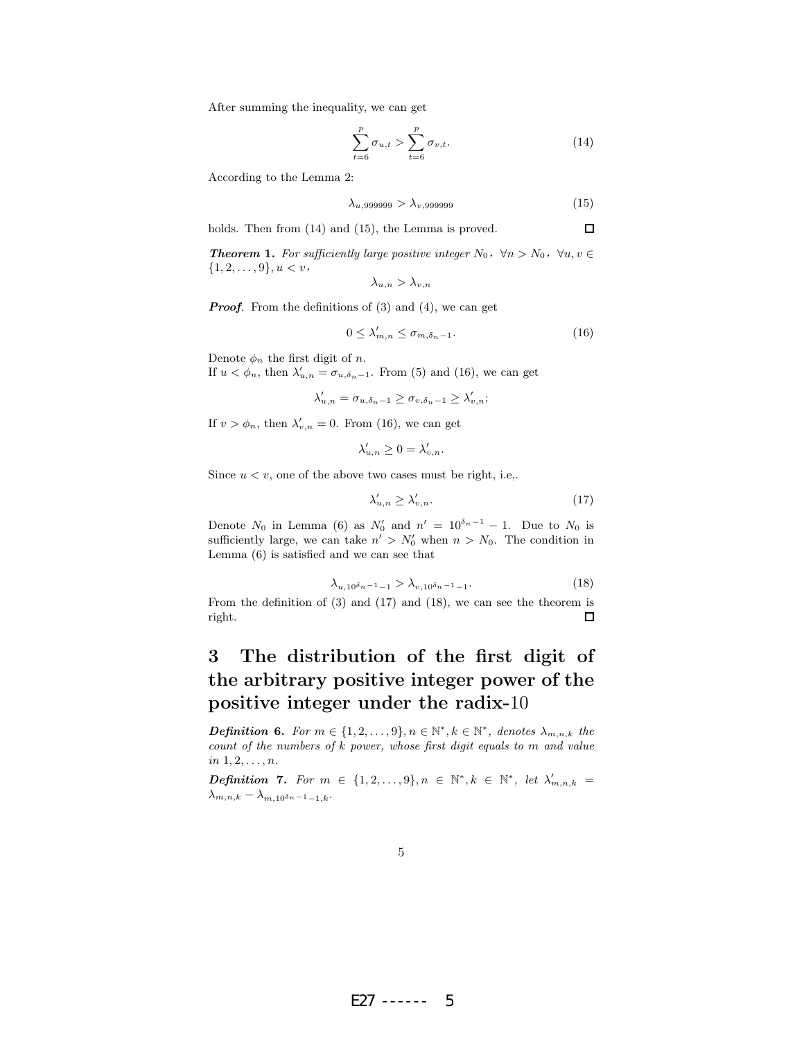After summing the inequality, we can get

$$\sum_{t=6}^{p} \sigma_{u,t} > \sum_{t=6}^{p} \sigma_{v,t}. \tag{14}$$

According to the Lemma 2:

$$\lambda_{u,999999} > \lambda_{v,999999} \tag{15}$$

holds. Then from (14) and (15), the Lemma is proved. □

***Theorem* 1.** *For sufficiently large positive integer $N_0$, $\forall n > N_0$, $\forall u, v \in \{1, 2, \ldots, 9\}, u < v$,*

$$\lambda_{u,n} > \lambda_{v,n}$$

***Proof*.** From the definitions of (3) and (4), we can get

$$0 \le \lambda'_{m,n} \le \sigma_{m,\delta_n - 1}. \tag{16}$$

Denote $\phi_n$ the first digit of $n$.
If $u < \phi_n$, then $\lambda'_{u,n} = \sigma_{u,\delta_n-1}$. From (5) and (16), we can get

$$\lambda'_{u,n} = \sigma_{u,\delta_n-1} \ge \sigma_{v,\delta_n-1} \ge \lambda'_{v,n};$$

If $v > \phi_n$, then $\lambda'_{v,n} = 0$. From (16), we can get

$$\lambda'_{u,n} \ge 0 = \lambda'_{v,n}.$$

Since $u < v$, one of the above two cases must be right, i.e,.

$$\lambda'_{u,n} \ge \lambda'_{v,n}. \tag{17}$$

Denote $N_0$ in Lemma (6) as $N'_0$ and $n' = 10^{\delta_n - 1} - 1$. Due to $N_0$ is sufficiently large, we can take $n' > N'_0$ when $n > N_0$. The condition in Lemma (6) is satisfied and we can see that

$$\lambda_{u,10^{\delta_n-1}-1} > \lambda_{v,10^{\delta_n-1}-1}. \tag{18}$$

From the definition of (3) and (17) and (18), we can see the theorem is right. □

# 3 The distribution of the first digit of the arbitrary positive integer power of the positive integer under the radix-10

***Definition* 6.** *For $m \in \{1, 2, \ldots, 9\}, n \in \mathbb{N}^*, k \in \mathbb{N}^*$, denotes $\lambda_{m,n,k}$ the count of the numbers of $k$ power, whose first digit equals to $m$ and value in $1, 2, \ldots, n$.*

***Definition* 7.** *For $m \in \{1, 2, \ldots, 9\}, n \in \mathbb{N}^*, k \in \mathbb{N}^*$, let $\lambda'_{m,n,k} = \lambda_{m,n,k} - \lambda_{m,10^{\delta_n-1}-1,k}$.*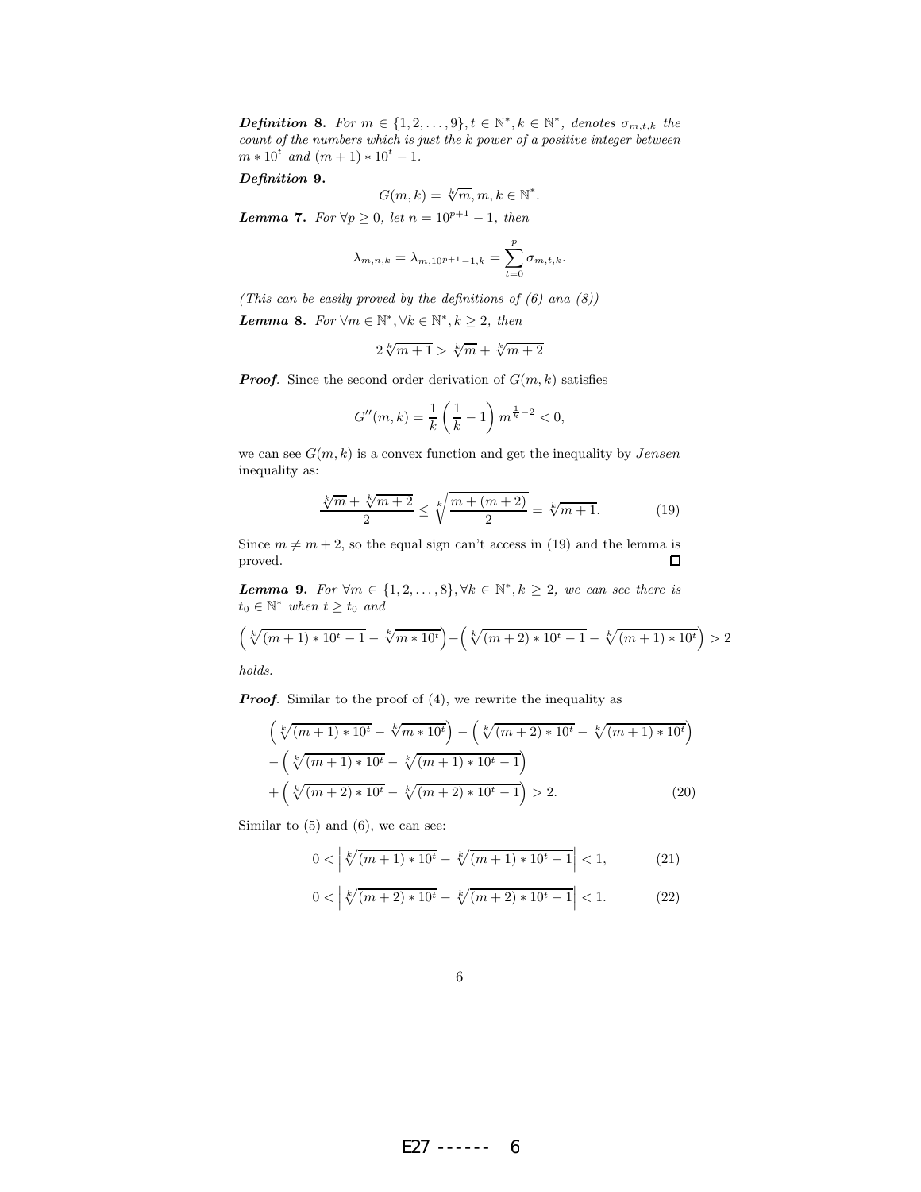***Definition* 8.** *For $m \in \{1, 2, \dots, 9\}, t \in \mathbb{N}^*, k \in \mathbb{N}^*$, denotes $\sigma_{m,t,k}$ the count of the numbers which is just the k power of a positive integer between $m * 10^t$ and $(m+1) * 10^t - 1$.*

***Definition* 9.**

$$G(m,k) = \sqrt[k]{m}, m, k \in \mathbb{N}^*.$$

***Lemma* 7.** *For $\forall p \geq 0$, let $n = 10^{p+1} - 1$, then*

$$\lambda_{m,n,k} = \lambda_{m,10^{p+1}-1,k} = \sum_{t=0}^{p} \sigma_{m,t,k}.$$

*(This can be easily proved by the definitions of (6) ana (8))*

***Lemma* 8.** *For $\forall m \in \mathbb{N}^*, \forall k \in \mathbb{N}^*, k \geq 2$, then*

$$2\sqrt[k]{m+1} > \sqrt[k]{m} + \sqrt[k]{m+2}$$

***Proof*.** Since the second order derivation of $G(m,k)$ satisfies

$$G''(m,k) = \frac{1}{k}\left(\frac{1}{k} - 1\right) m^{\frac{1}{k}-2} < 0,$$

we can see $G(m,k)$ is a convex function and get the inequality by *Jensen* inequality as:

$$\frac{\sqrt[k]{m} + \sqrt[k]{m+2}}{2} \leq \sqrt[k]{\frac{m+(m+2)}{2}} = \sqrt[k]{m+1}. \tag{19}$$

Since $m \neq m+2$, so the equal sign can't access in (19) and the lemma is proved. □

***Lemma* 9.** *For $\forall m \in \{1, 2, \dots, 8\}, \forall k \in \mathbb{N}^*, k \geq 2$, we can see there is $t_0 \in \mathbb{N}^*$ when $t \geq t_0$ and*

$$\left(\sqrt[k]{(m+1)*10^t - 1} - \sqrt[k]{m*10^t}\right) - \left(\sqrt[k]{(m+2)*10^t - 1} - \sqrt[k]{(m+1)*10^t}\right) > 2$$

*holds.*

***Proof*.** Similar to the proof of (4), we rewrite the inequality as

$$\begin{aligned}
&\left(\sqrt[k]{(m+1)*10^t} - \sqrt[k]{m*10^t}\right) - \left(\sqrt[k]{(m+2)*10^t} - \sqrt[k]{(m+1)*10^t}\right) \\
&- \left(\sqrt[k]{(m+1)*10^t} - \sqrt[k]{(m+1)*10^t - 1}\right) \\
&+ \left(\sqrt[k]{(m+2)*10^t} - \sqrt[k]{(m+2)*10^t - 1}\right) > 2.
\end{aligned} \tag{20}$$

Similar to (5) and (6), we can see:

$$0 < \left|\sqrt[k]{(m+1)*10^t} - \sqrt[k]{(m+1)*10^t - 1}\right| < 1, \tag{21}$$

$$0 < \left|\sqrt[k]{(m+2)*10^t} - \sqrt[k]{(m+2)*10^t - 1}\right| < 1. \tag{22}$$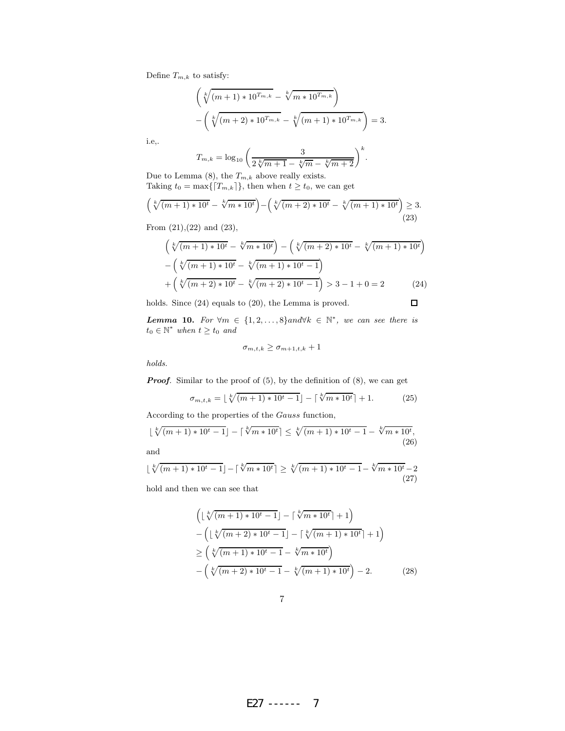Define $T_{m,k}$ to satisfy:

$$\left(\sqrt[k]{(m+1)*10^{T_{m,k}}}-\sqrt[k]{m*10^{T_{m,k}}}\right)$$
$$-\left(\sqrt[k]{(m+2)*10^{T_{m,k}}}-\sqrt[k]{(m+1)*10^{T_{m,k}}}\right)=3.$$

i.e,.

$$T_{m,k}=\log_{10}\left(\frac{3}{2\sqrt[k]{m+1}-\sqrt[k]{m}-\sqrt[k]{m+2}}\right)^{k}.$$

Due to Lemma (8), the $T_{m,k}$ above really exists.
Taking $t_0=\max\{\lceil T_{m,k}\rceil\}$, then when $t\geq t_0$, we can get

$$\left(\sqrt[k]{(m+1)*10^{t}}-\sqrt[k]{m*10^{t}}\right)-\left(\sqrt[k]{(m+2)*10^{t}}-\sqrt[k]{(m+1)*10^{t}}\right)\geq 3. \tag{23}$$

From (21),(22) and (23),

$$\begin{aligned}&\left(\sqrt[k]{(m+1)*10^{t}}-\sqrt[k]{m*10^{t}}\right)-\left(\sqrt[k]{(m+2)*10^{t}}-\sqrt[k]{(m+1)*10^{t}}\right)\\&-\left(\sqrt[k]{(m+1)*10^{t}}-\sqrt[k]{(m+1)*10^{t}-1}\right)\\&+\left(\sqrt[k]{(m+2)*10^{t}}-\sqrt[k]{(m+2)*10^{t}-1}\right)>3-1+0=2\end{aligned} \tag{24}$$

holds. Since (24) equals to (20), the Lemma is proved. □

***Lemma* 10.** *For $\forall m\in\{1,2,\ldots,8\}$and$\forall k\in\mathbb{N}^*$, we can see there is $t_0\in\mathbb{N}^*$ when $t\geq t_0$ and*

$$\sigma_{m,t,k}\geq\sigma_{m+1,t,k}+1$$

*holds.*

***Proof*.** Similar to the proof of (5), by the definition of (8), we can get

$$\sigma_{m,t,k}=\lfloor\sqrt[k]{(m+1)*10^{t}-1}\rfloor-\lceil\sqrt[k]{m*10^{t}}\rceil+1. \tag{25}$$

According to the properties of the *Gauss* function,

$$\lfloor\sqrt[k]{(m+1)*10^{t}-1}\rfloor-\lceil\sqrt[k]{m*10^{t}}\rceil\leq\sqrt[k]{(m+1)*10^{t}-1}-\sqrt[k]{m*10^{t}}, \tag{26}$$

and

$$\lfloor\sqrt[k]{(m+1)*10^{t}-1}\rfloor-\lceil\sqrt[k]{m*10^{t}}\rceil\geq\sqrt[k]{(m+1)*10^{t}-1}-\sqrt[k]{m*10^{t}}-2 \tag{27}$$

hold and then we can see that

$$\begin{aligned}&\left(\lfloor\sqrt[k]{(m+1)*10^{t}-1}\rfloor-\lceil\sqrt[k]{m*10^{t}}\rceil+1\right)\\&-\left(\lfloor\sqrt[k]{(m+2)*10^{t}-1}\rfloor-\lceil\sqrt[k]{(m+1)*10^{t}}\rceil+1\right)\\&\geq\left(\sqrt[k]{(m+1)*10^{t}-1}-\sqrt[k]{m*10^{t}}\right)\\&-\left(\sqrt[k]{(m+2)*10^{t}-1}-\sqrt[k]{(m+1)*10^{t}}\right)-2.\end{aligned} \tag{28}$$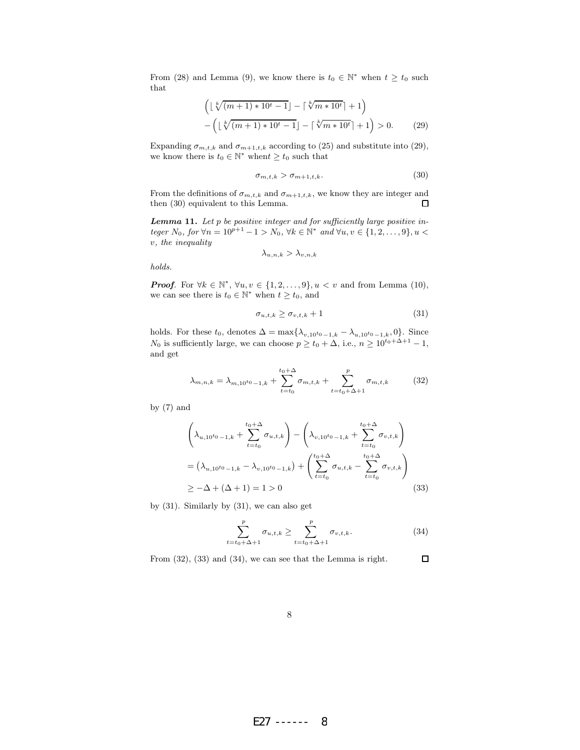From (28) and Lemma (9), we know there is $t_0 \in \mathbb{N}^*$ when $t \geq t_0$ such that

$$\left( \lfloor \sqrt[k]{(m+1)*10^t - 1} \rfloor - \lceil \sqrt[k]{m*10^t} \rceil + 1 \right) - \left( \lfloor \sqrt[k]{(m+1)*10^t - 1} \rfloor - \lceil \sqrt[k]{m*10^t} \rceil + 1 \right) > 0. \tag{29}$$

Expanding $\sigma_{m,t,k}$ and $\sigma_{m+1,t,k}$ according to (25) and substitute into (29), we know there is $t_0 \in \mathbb{N}^*$ when$t \geq t_0$ such that

$$\sigma_{m,t,k} > \sigma_{m+1,t,k}. \tag{30}$$

From the definitions of $\sigma_{m,t,k}$ and $\sigma_{m+1,t,k}$, we know they are integer and then (30) equivalent to this Lemma. □

***Lemma 11.*** *Let $p$ be positive integer and for sufficiently large positive integer $N_0$, for $\forall n = 10^{p+1} - 1 > N_0$, $\forall k \in \mathbb{N}^*$ and $\forall u, v \in \{1, 2, \ldots, 9\}, u < v$, the inequality*

$$\lambda_{u,n,k} > \lambda_{v,n,k}$$

*holds.*

***Proof.*** For $\forall k \in \mathbb{N}^*$, $\forall u, v \in \{1, 2, \ldots, 9\}, u < v$ and from Lemma (10), we can see there is $t_0 \in \mathbb{N}^*$ when $t \geq t_0$, and

$$\sigma_{u,t,k} \geq \sigma_{v,t,k} + 1 \tag{31}$$

holds. For these $t_0$, denotes $\Delta = \max\{\lambda_{v,10^{t_0}-1,k} - \lambda_{u,10^{t_0}-1,k}, 0\}$. Since $N_0$ is sufficiently large, we can choose $p \geq t_0 + \Delta$, i.e., $n \geq 10^{t_0+\Delta+1} - 1$, and get

$$\lambda_{m,n,k} = \lambda_{m,10^{t_0}-1,k} + \sum_{t=t_0}^{t_0+\Delta} \sigma_{m,t,k} + \sum_{t=t_0+\Delta+1}^{p} \sigma_{m,t,k} \tag{32}$$

by (7) and

$$\begin{aligned}
&\left( \lambda_{u,10^{t_0}-1,k} + \sum_{t=t_0}^{t_0+\Delta} \sigma_{u,t,k} \right) - \left( \lambda_{v,10^{t_0}-1,k} + \sum_{t=t_0}^{t_0+\Delta} \sigma_{v,t,k} \right) \\
&= \left( \lambda_{u,10^{t_0}-1,k} - \lambda_{v,10^{t_0}-1,k} \right) + \left( \sum_{t=t_0}^{t_0+\Delta} \sigma_{u,t,k} - \sum_{t=t_0}^{t_0+\Delta} \sigma_{v,t,k} \right) \\
&\geq -\Delta + (\Delta + 1) = 1 > 0
\end{aligned} \tag{33}$$

by (31). Similarly by (31), we can also get

$$\sum_{t=t_0+\Delta+1}^{p} \sigma_{u,t,k} \geq \sum_{t=t_0+\Delta+1}^{p} \sigma_{v,t,k}. \tag{34}$$

From (32), (33) and (34), we can see that the Lemma is right. □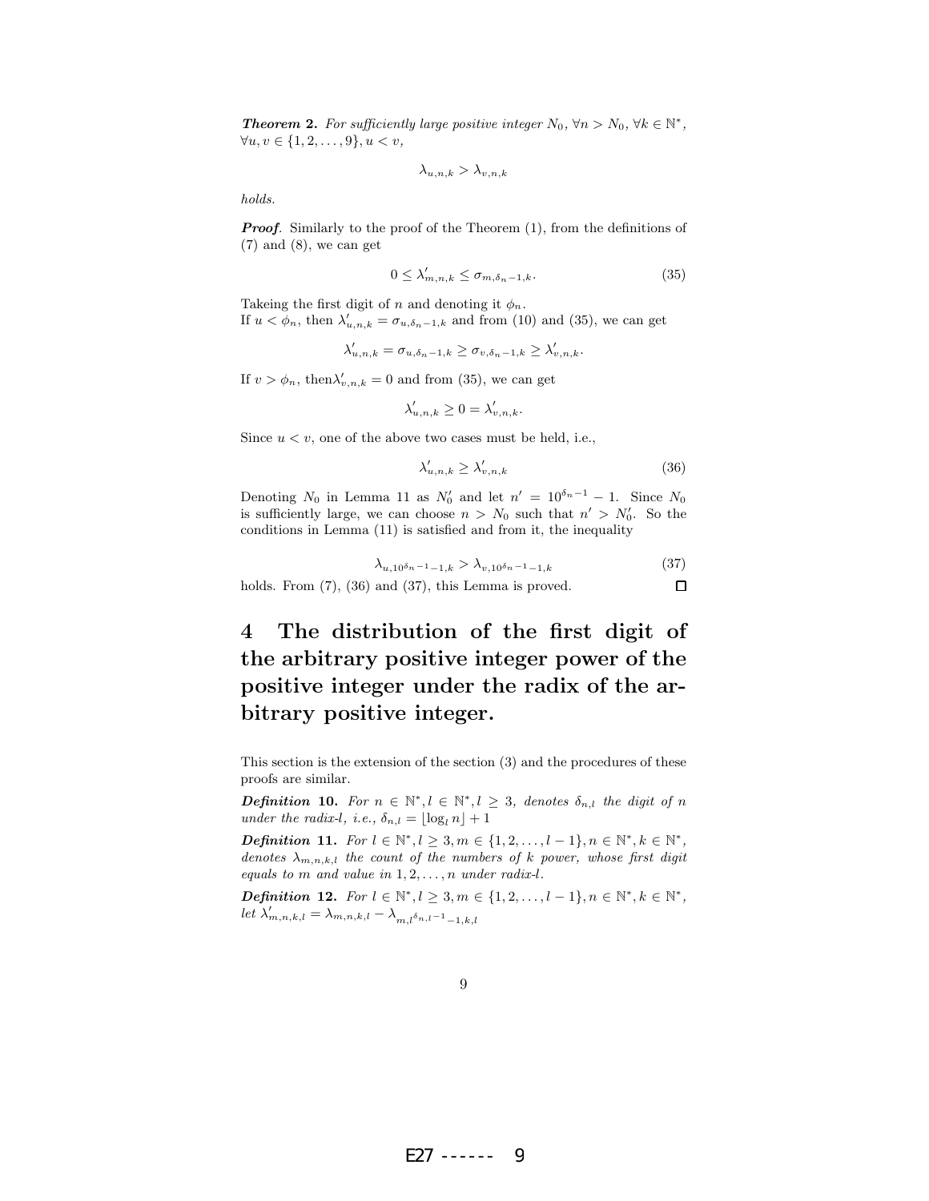***Theorem 2.*** *For sufficiently large positive integer $N_0$, $\forall n > N_0$, $\forall k \in \mathbb{N}^*$, $\forall u, v \in \{1, 2, \ldots, 9\}, u < v$,*

$$\lambda_{u,n,k} > \lambda_{v,n,k}$$

*holds.*

***Proof.*** Similarly to the proof of the Theorem (1), from the definitions of (7) and (8), we can get

$$0 \leq \lambda'_{m,n,k} \leq \sigma_{m,\delta_n - 1,k}. \tag{35}$$

Takeing the first digit of $n$ and denoting it $\phi_n$.
If $u < \phi_n$, then $\lambda'_{u,n,k} = \sigma_{u,\delta_n-1,k}$ and from (10) and (35), we can get

$$\lambda'_{u,n,k} = \sigma_{u,\delta_n-1,k} \geq \sigma_{v,\delta_n-1,k} \geq \lambda'_{v,n,k}.$$

If $v > \phi_n$, then$\lambda'_{v,n,k} = 0$ and from (35), we can get

$$\lambda'_{u,n,k} \geq 0 = \lambda'_{v,n,k}.$$

Since $u < v$, one of the above two cases must be held, i.e.,

$$\lambda'_{u,n,k} \geq \lambda'_{v,n,k} \tag{36}$$

Denoting $N_0$ in Lemma 11 as $N'_0$ and let $n' = 10^{\delta_n - 1} - 1$. Since $N_0$ is sufficiently large, we can choose $n > N_0$ such that $n' > N'_0$. So the conditions in Lemma (11) is satisfied and from it, the inequality

$$\lambda_{u,10^{\delta_n-1}-1,k} > \lambda_{v,10^{\delta_n-1}-1,k} \tag{37}$$

holds. From (7), (36) and (37), this Lemma is proved. □

# 4 The distribution of the first digit of the arbitrary positive integer power of the positive integer under the radix of the arbitrary positive integer.

This section is the extension of the section (3) and the procedures of these proofs are similar.

***Definition 10.*** *For $n \in \mathbb{N}^*, l \in \mathbb{N}^*, l \geq 3$, denotes $\delta_{n,l}$ the digit of $n$ under the radix-$l$, i.e., $\delta_{n,l} = \lfloor \log_l n \rfloor + 1$*

***Definition 11.*** *For $l \in \mathbb{N}^*, l \geq 3, m \in \{1, 2, \ldots, l-1\}, n \in \mathbb{N}^*, k \in \mathbb{N}^*$, denotes $\lambda_{m,n,k,l}$ the count of the numbers of $k$ power, whose first digit equals to $m$ and value in $1, 2, \ldots, n$ under radix-$l$.*

***Definition 12.*** *For $l \in \mathbb{N}^*, l \geq 3, m \in \{1, 2, \ldots, l-1\}, n \in \mathbb{N}^*, k \in \mathbb{N}^*$, let $\lambda'_{m,n,k,l} = \lambda_{m,n,k,l} - \lambda_{m,l^{\delta_{n,l}-1}-1,k,l}$*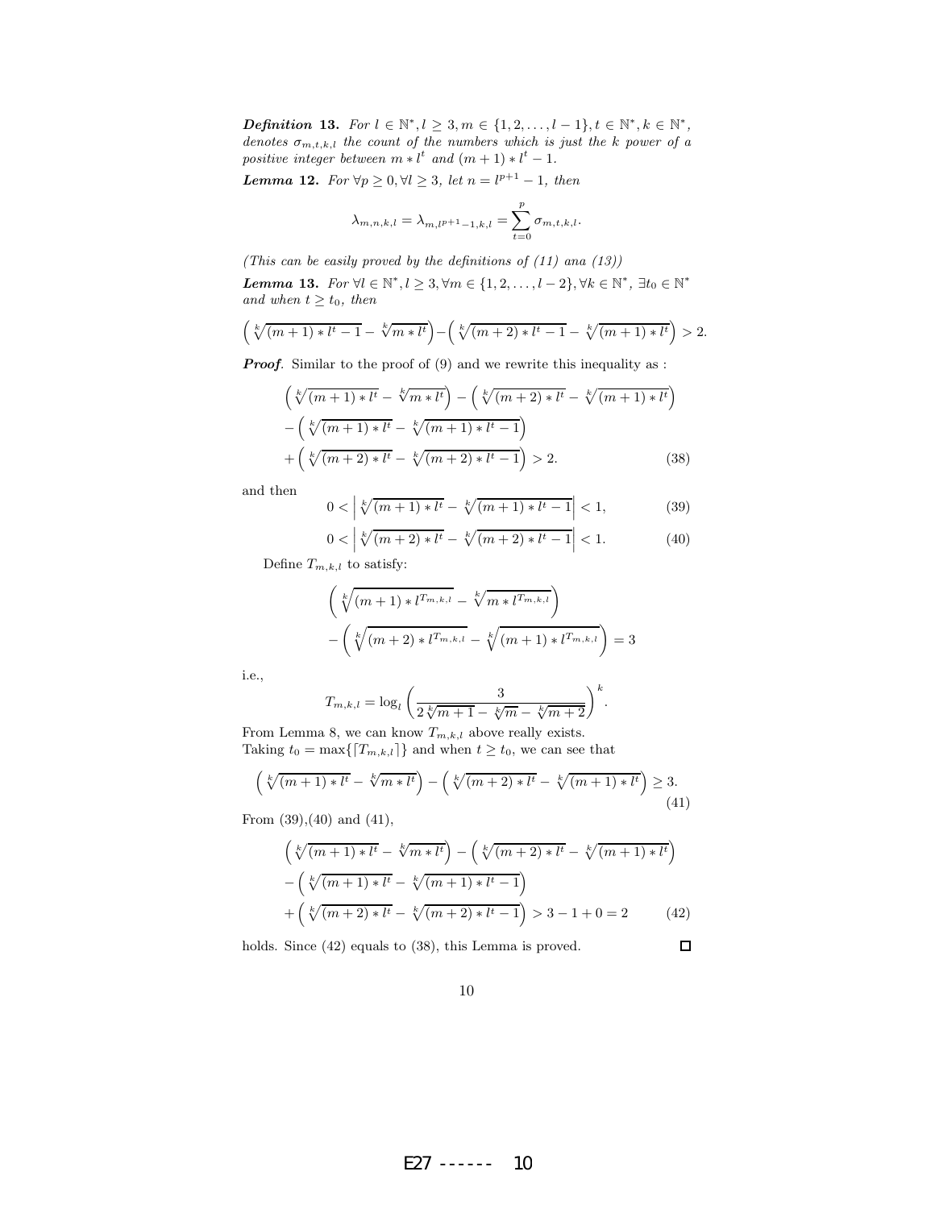***Definition 13.*** *For $l \in \mathbb{N}^*, l \geq 3, m \in \{1, 2, \ldots, l-1\}, t \in \mathbb{N}^*, k \in \mathbb{N}^*$, denotes $\sigma_{m,t,k,l}$ the count of the numbers which is just the $k$ power of a positive integer between $m * l^t$ and $(m+1) * l^t - 1$.*

***Lemma 12.*** *For $\forall p \geq 0, \forall l \geq 3$, let $n = l^{p+1} - 1$, then*

$$\lambda_{m,n,k,l} = \lambda_{m,l^{p+1}-1,k,l} = \sum_{t=0}^{p} \sigma_{m,t,k,l}.$$

*(This can be easily proved by the definitions of (11) ana (13))*

***Lemma 13.*** *For $\forall l \in \mathbb{N}^*, l \geq 3, \forall m \in \{1, 2, \ldots, l-2\}, \forall k \in \mathbb{N}^*$, $\exists t_0 \in \mathbb{N}^*$ and when $t \geq t_0$, then*

$$\left(\sqrt[k]{(m+1) * l^t - 1} - \sqrt[k]{m * l^t}\right) - \left(\sqrt[k]{(m+2) * l^t - 1} - \sqrt[k]{(m+1) * l^t}\right) > 2.$$

***Proof.*** Similar to the proof of (9) and we rewrite this inequality as :

$$\begin{aligned}
&\left(\sqrt[k]{(m+1) * l^t} - \sqrt[k]{m * l^t}\right) - \left(\sqrt[k]{(m+2) * l^t} - \sqrt[k]{(m+1) * l^t}\right) \\
&- \left(\sqrt[k]{(m+1) * l^t} - \sqrt[k]{(m+1) * l^t - 1}\right) \\
&+ \left(\sqrt[k]{(m+2) * l^t} - \sqrt[k]{(m+2) * l^t - 1}\right) > 2. \qquad (38)
\end{aligned}$$

and then

$$0 < \left|\sqrt[k]{(m+1) * l^t} - \sqrt[k]{(m+1) * l^t - 1}\right| < 1, \qquad (39)$$

$$0 < \left|\sqrt[k]{(m+2) * l^t} - \sqrt[k]{(m+2) * l^t - 1}\right| < 1. \qquad (40)$$

Define $T_{m,k,l}$ to satisfy:

$$\begin{aligned}
&\left(\sqrt[k]{(m+1) * l^{T_{m,k,l}}} - \sqrt[k]{m * l^{T_{m,k,l}}}\right) \\
&- \left(\sqrt[k]{(m+2) * l^{T_{m,k,l}}} - \sqrt[k]{(m+1) * l^{T_{m,k,l}}}\right) = 3
\end{aligned}$$

i.e.,

$$T_{m,k,l} = \log_l \left(\frac{3}{2\sqrt[k]{m+1} - \sqrt[k]{m} - \sqrt[k]{m+2}}\right)^k.$$

From Lemma 8, we can know $T_{m,k,l}$ above really exists.
Taking $t_0 = \max\{\lceil T_{m,k,l} \rceil\}$ and when $t \geq t_0$, we can see that

$$\left(\sqrt[k]{(m+1) * l^t} - \sqrt[k]{m * l^t}\right) - \left(\sqrt[k]{(m+2) * l^t} - \sqrt[k]{(m+1) * l^t}\right) \geq 3. \qquad (41)$$

From (39),(40) and (41),

$$\begin{aligned}
&\left(\sqrt[k]{(m+1) * l^t} - \sqrt[k]{m * l^t}\right) - \left(\sqrt[k]{(m+2) * l^t} - \sqrt[k]{(m+1) * l^t}\right) \\
&- \left(\sqrt[k]{(m+1) * l^t} - \sqrt[k]{(m+1) * l^t - 1}\right) \\
&+ \left(\sqrt[k]{(m+2) * l^t} - \sqrt[k]{(m+2) * l^t - 1}\right) > 3 - 1 + 0 = 2 \qquad (42)
\end{aligned}$$

holds. Since (42) equals to (38), this Lemma is proved. □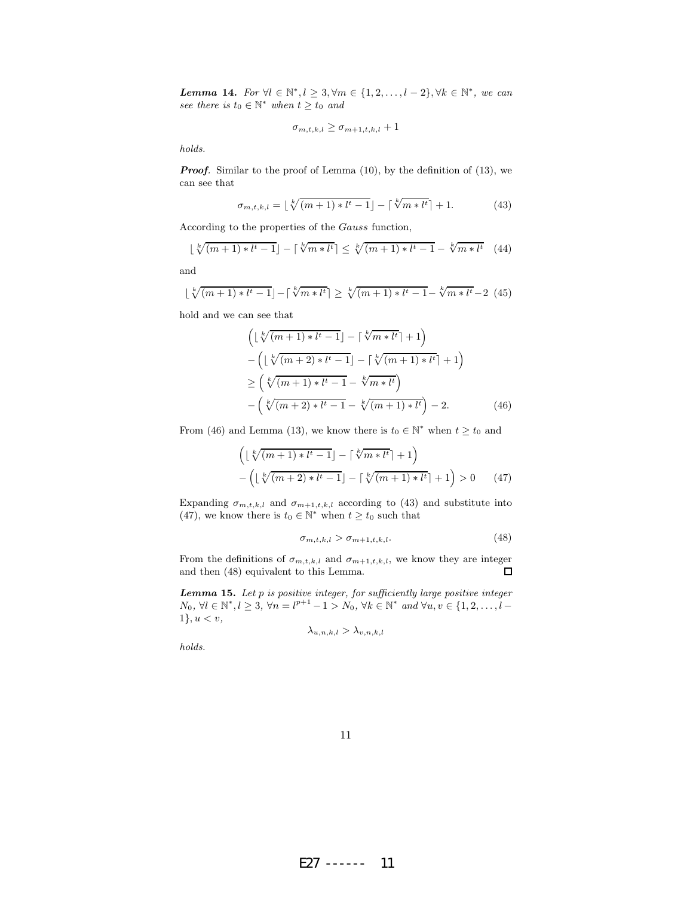***Lemma 14.*** *For $\forall l \in \mathbb{N}^*, l \geq 3, \forall m \in \{1, 2, \ldots, l-2\}, \forall k \in \mathbb{N}^*$, we can see there is $t_0 \in \mathbb{N}^*$ when $t \geq t_0$ and*

$$\sigma_{m,t,k,l} \geq \sigma_{m+1,t,k,l} + 1$$

*holds.*

***Proof.*** Similar to the proof of Lemma (10), by the definition of (13), we can see that

$$\sigma_{m,t,k,l} = \lfloor \sqrt[k]{(m+1) * l^t - 1} \rfloor - \lceil \sqrt[k]{m * l^t} \rceil + 1. \tag{43}$$

According to the properties of the *Gauss* function,

$$\lfloor \sqrt[k]{(m+1) * l^t - 1} \rfloor - \lceil \sqrt[k]{m * l^t} \rceil \leq \sqrt[k]{(m+1) * l^t - 1} - \sqrt[k]{m * l^t} \tag{44}$$

and

$$\lfloor \sqrt[k]{(m+1) * l^t - 1} \rfloor - \lceil \sqrt[k]{m * l^t} \rceil \geq \sqrt[k]{(m+1) * l^t - 1} - \sqrt[k]{m * l^t} - 2 \tag{45}$$

hold and we can see that

$$\begin{aligned}
&\Big( \lfloor \sqrt[k]{(m+1) * l^t - 1} \rfloor - \lceil \sqrt[k]{m * l^t} \rceil + 1 \Big) \\
&- \Big( \lfloor \sqrt[k]{(m+2) * l^t - 1} \rfloor - \lceil \sqrt[k]{(m+1) * l^t} \rceil + 1 \Big) \\
&\geq \Big( \sqrt[k]{(m+1) * l^t - 1} - \sqrt[k]{m * l^t} \Big) \\
&- \Big( \sqrt[k]{(m+2) * l^t - 1} - \sqrt[k]{(m+1) * l^t} \Big) - 2.
\end{aligned} \tag{46}$$

From (46) and Lemma (13), we know there is $t_0 \in \mathbb{N}^*$ when $t \geq t_0$ and

$$\begin{aligned}
&\Big( \lfloor \sqrt[k]{(m+1) * l^t - 1} \rfloor - \lceil \sqrt[k]{m * l^t} \rceil + 1 \Big) \\
&- \Big( \lfloor \sqrt[k]{(m+2) * l^t - 1} \rfloor - \lceil \sqrt[k]{(m+1) * l^t} \rceil + 1 \Big) > 0
\end{aligned} \tag{47}$$

Expanding $\sigma_{m,t,k,l}$ and $\sigma_{m+1,t,k,l}$ according to (43) and substitute into (47), we know there is $t_0 \in \mathbb{N}^*$ when $t \geq t_0$ such that

$$\sigma_{m,t,k,l} > \sigma_{m+1,t,k,l}. \tag{48}$$

From the definitions of $\sigma_{m,t,k,l}$ and $\sigma_{m+1,t,k,l}$, we know they are integer and then (48) equivalent to this Lemma. $\square$

***Lemma 15.*** *Let $p$ is positive integer, for sufficiently large positive integer $N_0$, $\forall l \in \mathbb{N}^*, l \geq 3$, $\forall n = l^{p+1} - 1 > N_0$, $\forall k \in \mathbb{N}^*$ and $\forall u, v \in \{1, 2, \ldots, l-1\}, u < v$,*

$$\lambda_{u,n,k,l} > \lambda_{v,n,k,l}$$

*holds.*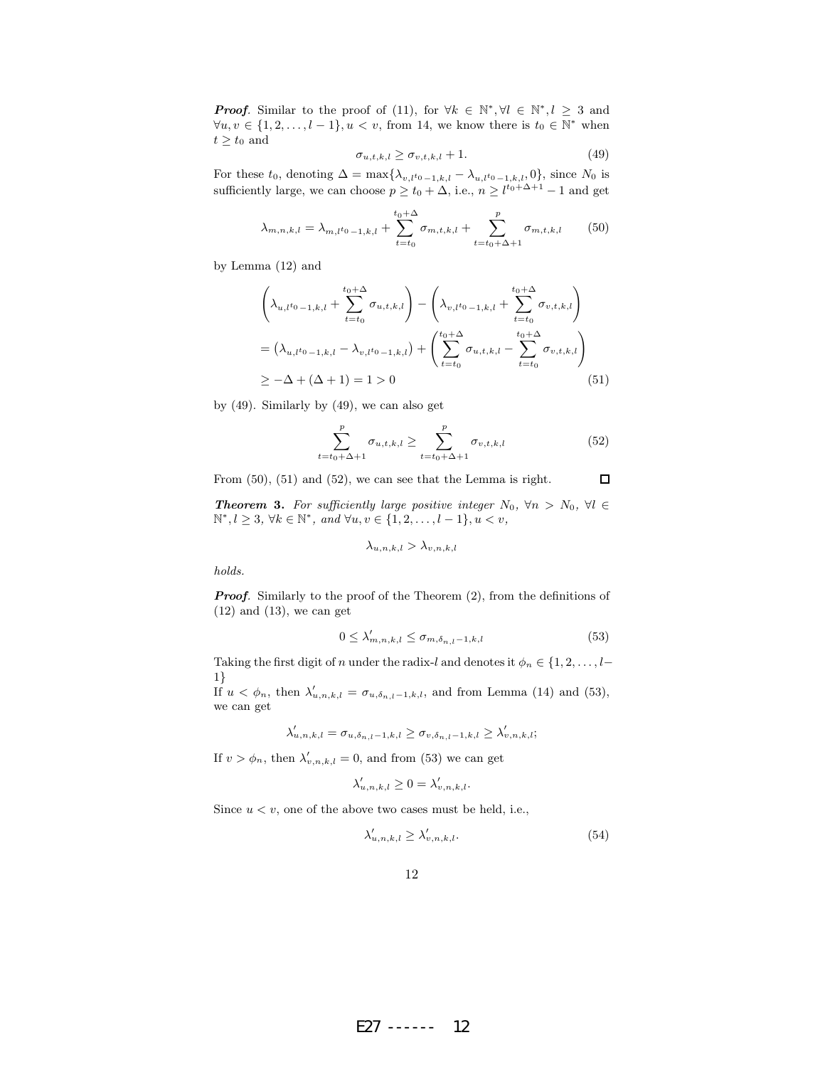***Proof*.** Similar to the proof of (11), for $\forall k \in \mathbb{N}^*, \forall l \in \mathbb{N}^*, l \geq 3$ and $\forall u, v \in \{1, 2, \ldots, l-1\}, u < v$, from 14, we know there is $t_0 \in \mathbb{N}^*$ when $t \geq t_0$ and

$$\sigma_{u,t,k,l} \geq \sigma_{v,t,k,l} + 1. \tag{49}$$

For these $t_0$, denoting $\Delta = \max\{\lambda_{v,l^{t_0}-1,k,l} - \lambda_{u,l^{t_0}-1,k,l}, 0\}$, since $N_0$ is sufficiently large, we can choose $p \geq t_0 + \Delta$, i.e., $n \geq l^{t_0+\Delta+1} - 1$ and get

$$\lambda_{m,n,k,l} = \lambda_{m,l^{t_0}-1,k,l} + \sum_{t=t_0}^{t_0+\Delta} \sigma_{m,t,k,l} + \sum_{t=t_0+\Delta+1}^{p} \sigma_{m,t,k,l} \tag{50}$$

by Lemma (12) and

$$\begin{aligned}
&\left(\lambda_{u,l^{t_0}-1,k,l} + \sum_{t=t_0}^{t_0+\Delta} \sigma_{u,t,k,l}\right) - \left(\lambda_{v,l^{t_0}-1,k,l} + \sum_{t=t_0}^{t_0+\Delta} \sigma_{v,t,k,l}\right) \\
&= \left(\lambda_{u,l^{t_0}-1,k,l} - \lambda_{v,l^{t_0}-1,k,l}\right) + \left(\sum_{t=t_0}^{t_0+\Delta} \sigma_{u,t,k,l} - \sum_{t=t_0}^{t_0+\Delta} \sigma_{v,t,k,l}\right) \\
&\geq -\Delta + (\Delta + 1) = 1 > 0
\end{aligned} \tag{51}$$

by (49). Similarly by (49), we can also get

$$\sum_{t=t_0+\Delta+1}^{p} \sigma_{u,t,k,l} \geq \sum_{t=t_0+\Delta+1}^{p} \sigma_{v,t,k,l} \tag{52}$$

From (50), (51) and (52), we can see that the Lemma is right. □

***Theorem 3.*** *For sufficiently large positive integer $N_0$, $\forall n > N_0$, $\forall l \in \mathbb{N}^*, l \geq 3$, $\forall k \in \mathbb{N}^*$, and $\forall u, v \in \{1, 2, \ldots, l-1\}, u < v$,*

$$\lambda_{u,n,k,l} > \lambda_{v,n,k,l}$$

*holds.*

***Proof*.** Similarly to the proof of the Theorem (2), from the definitions of (12) and (13), we can get

$$0 \leq \lambda'_{m,n,k,l} \leq \sigma_{m,\delta_{n,l}-1,k,l} \tag{53}$$

Taking the first digit of $n$ under the radix-$l$ and denotes it $\phi_n \in \{1, 2, \ldots, l-1\}$

If $u < \phi_n$, then $\lambda'_{u,n,k,l} = \sigma_{u,\delta_{n,l}-1,k,l}$, and from Lemma (14) and (53), we can get

$$\lambda'_{u,n,k,l} = \sigma_{u,\delta_{n,l}-1,k,l} \geq \sigma_{v,\delta_{n,l}-1,k,l} \geq \lambda'_{v,n,k,l};$$

If $v > \phi_n$, then $\lambda'_{v,n,k,l} = 0$, and from (53) we can get

$$\lambda'_{u,n,k,l} \geq 0 = \lambda'_{v,n,k,l}.$$

Since $u < v$, one of the above two cases must be held, i.e.,

$$\lambda'_{u,n,k,l} \geq \lambda'_{v,n,k,l}. \tag{54}$$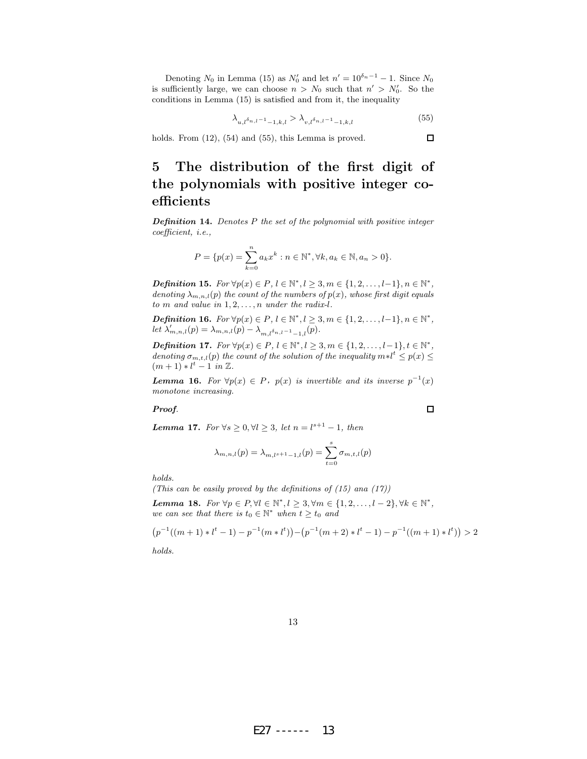Denoting $N_0$ in Lemma (15) as $N_0'$ and let $n' = 10^{\delta_n - 1} - 1$. Since $N_0$ is sufficiently large, we can choose $n > N_0$ such that $n' > N_0'$. So the conditions in Lemma (15) is satisfied and from it, the inequality

$$\lambda_{u,l^{\delta_{n,l}-1}-1,k,l} > \lambda_{v,l^{\delta_{n,l}-1}-1,k,l} \tag{55}$$

holds. From (12), (54) and (55), this Lemma is proved. □

# 5 The distribution of the first digit of the polynomials with positive integer coefficients

***Definition 14.*** *Denotes $P$ the set of the polynomial with positive integer coefficient, i.e.,*

$$P = \{p(x) = \sum_{k=0}^{n} a_k x^k : n \in \mathbb{N}^*, \forall k, a_k \in \mathbb{N}, a_n > 0\}.$$

***Definition 15.*** *For $\forall p(x) \in P$, $l \in \mathbb{N}^*, l \geq 3, m \in \{1, 2, \ldots, l-1\}, n \in \mathbb{N}^*$, denoting $\lambda_{m,n,l}(p)$ the count of the numbers of $p(x)$, whose first digit equals to $m$ and value in $1, 2, \ldots, n$ under the radix-$l$.*

***Definition 16.*** *For $\forall p(x) \in P$, $l \in \mathbb{N}^*, l \geq 3, m \in \{1, 2, \ldots, l-1\}, n \in \mathbb{N}^*$, let $\lambda'_{m,n,l}(p) = \lambda_{m,n,l}(p) - \lambda_{m,l^{\delta_{n,l}-1}-1,l}(p)$.*

***Definition 17.*** *For $\forall p(x) \in P$, $l \in \mathbb{N}^*, l \geq 3, m \in \{1, 2, \ldots, l-1\}, t \in \mathbb{N}^*$, denoting $\sigma_{m,t,l}(p)$ the count of the solution of the inequality $m * l^t \leq p(x) \leq (m+1) * l^t - 1$ in $\mathbb{Z}$.*

***Lemma 16.*** *For $\forall p(x) \in P$, $p(x)$ is invertible and its inverse $p^{-1}(x)$ monotone increasing.*

***Proof.*** □

***Lemma 17.*** *For $\forall s \geq 0, \forall l \geq 3$, let $n = l^{s+1} - 1$, then*

$$\lambda_{m,n,l}(p) = \lambda_{m,l^{s+1}-1,l}(p) = \sum_{t=0}^{s} \sigma_{m,t,l}(p)$$

*holds.*
*(This can be easily proved by the definitions of (15) ana (17))*

***Lemma 18.*** *For $\forall p \in P, \forall l \in \mathbb{N}^*, l \geq 3, \forall m \in \{1, 2, \ldots, l-2\}, \forall k \in \mathbb{N}^*$, we can see that there is $t_0 \in \mathbb{N}^*$ when $t \geq t_0$ and*

$$\left(p^{-1}((m+1) * l^t - 1) - p^{-1}(m * l^t)\right) - \left(p^{-1}(m+2) * l^t - 1) - p^{-1}((m+1) * l^t)\right) > 2$$

*holds.*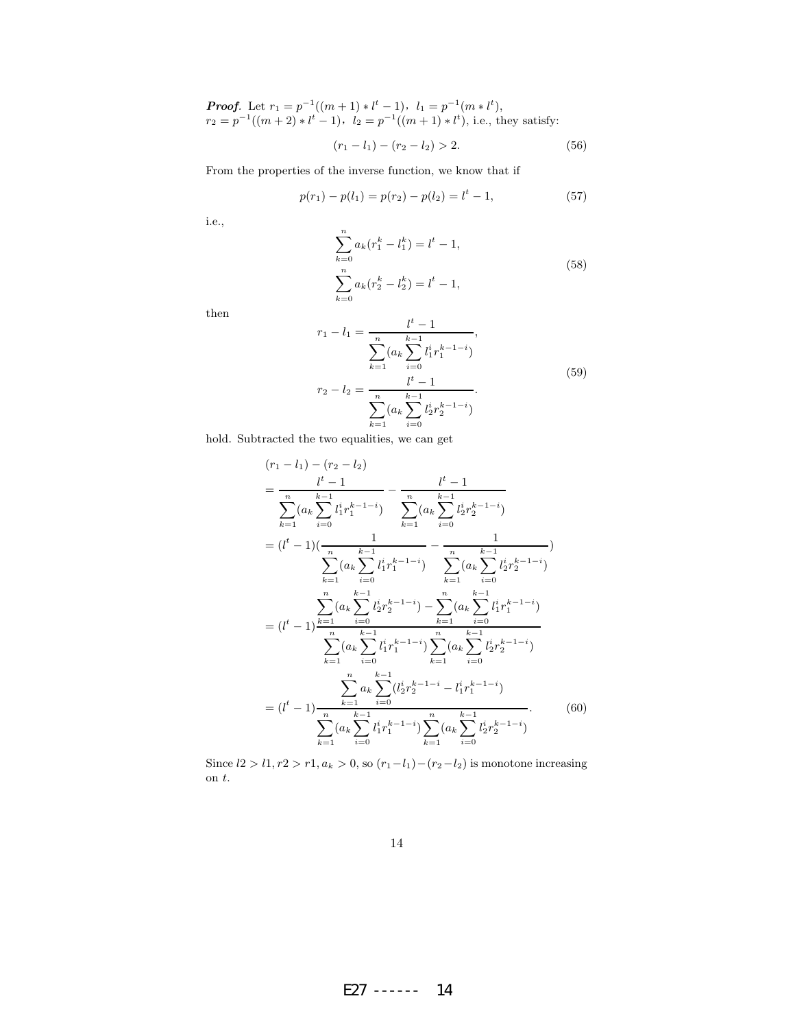***Proof*.** Let $r_1 = p^{-1}((m+1)*l^t-1)$, $l_1 = p^{-1}(m*l^t)$, $r_2 = p^{-1}((m+2)*l^t-1)$, $l_2 = p^{-1}((m+1)*l^t)$, i.e., they satisfy:

$$(r_1 - l_1) - (r_2 - l_2) > 2. \tag{56}$$

From the properties of the inverse function, we know that if

$$p(r_1) - p(l_1) = p(r_2) - p(l_2) = l^t - 1, \tag{57}$$

i.e.,

$$\begin{aligned}
&\sum_{k=0}^{n} a_k(r_1^k - l_1^k) = l^t - 1,\\
&\sum_{k=0}^{n} a_k(r_2^k - l_2^k) = l^t - 1,
\end{aligned} \tag{58}$$

then

$$\begin{aligned}
r_1 - l_1 &= \frac{l^t - 1}{\sum_{k=1}^{n}(a_k \sum_{i=0}^{k-1} l_1^i r_1^{k-1-i})},\\
r_2 - l_2 &= \frac{l^t - 1}{\sum_{k=1}^{n}(a_k \sum_{i=0}^{k-1} l_2^i r_2^{k-1-i})}.
\end{aligned} \tag{59}$$

hold. Subtracted the two equalities, we can get

$$\begin{aligned}
&(r_1 - l_1) - (r_2 - l_2)\\
&= \frac{l^t - 1}{\sum_{k=1}^{n}(a_k \sum_{i=0}^{k-1} l_1^i r_1^{k-1-i})} - \frac{l^t - 1}{\sum_{k=1}^{n}(a_k \sum_{i=0}^{k-1} l_2^i r_2^{k-1-i})}\\
&= (l^t - 1)\left(\frac{1}{\sum_{k=1}^{n}(a_k \sum_{i=0}^{k-1} l_1^i r_1^{k-1-i})} - \frac{1}{\sum_{k=1}^{n}(a_k \sum_{i=0}^{k-1} l_2^i r_2^{k-1-i})}\right)\\
&= (l^t - 1)\frac{\sum_{k=1}^{n}(a_k \sum_{i=0}^{k-1} l_2^i r_2^{k-1-i}) - \sum_{k=1}^{n}(a_k \sum_{i=0}^{k-1} l_1^i r_1^{k-1-i})}{\sum_{k=1}^{n}(a_k \sum_{i=0}^{k-1} l_1^i r_1^{k-1-i})\sum_{k=1}^{n}(a_k \sum_{i=0}^{k-1} l_2^i r_2^{k-1-i})}\\
&= (l^t - 1)\frac{\sum_{k=1}^{n} a_k \sum_{i=0}^{k-1}(l_2^i r_2^{k-1-i} - l_1^i r_1^{k-1-i})}{\sum_{k=1}^{n}(a_k \sum_{i=0}^{k-1} l_1^i r_1^{k-1-i})\sum_{k=1}^{n}(a_k \sum_{i=0}^{k-1} l_2^i r_2^{k-1-i})}.
\end{aligned} \tag{60}$$

Since $l2 > l1, r2 > r1, a_k > 0$, so $(r_1 - l_1) - (r_2 - l_2)$ is monotone increasing on $t$.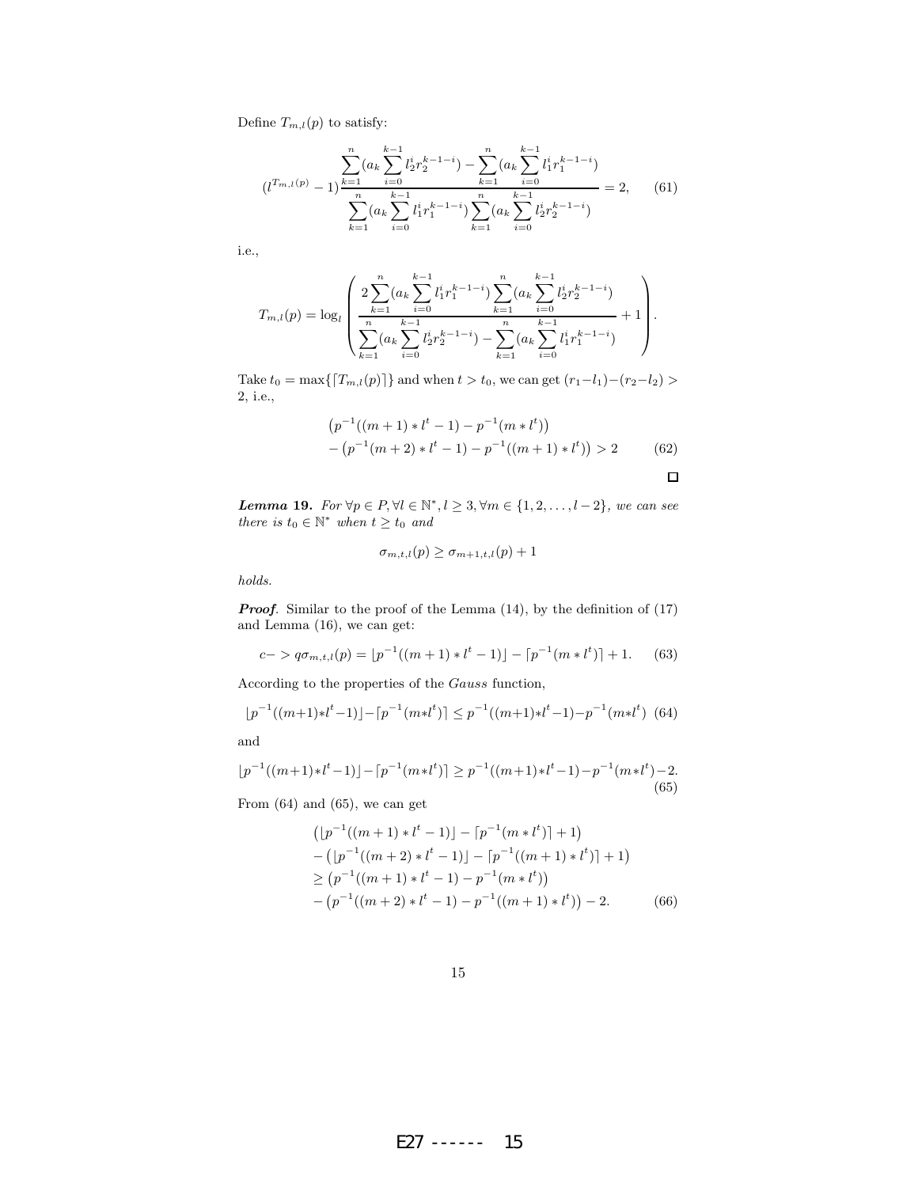Define $T_{m,l}(p)$ to satisfy:

$$(l^{T_{m,l}(p)}-1)\frac{\sum_{k=1}^{n}(a_k\sum_{i=0}^{k-1}l_2^i r_2^{k-1-i})-\sum_{k=1}^{n}(a_k\sum_{i=0}^{k-1}l_1^i r_1^{k-1-i})}{\sum_{k=1}^{n}(a_k\sum_{i=0}^{k-1}l_1^i r_1^{k-1-i})\sum_{k=1}^{n}(a_k\sum_{i=0}^{k-1}l_2^i r_2^{k-1-i})}=2, \quad (61)$$

i.e.,

$$T_{m,l}(p)=\log_l\left(\frac{2\sum_{k=1}^{n}(a_k\sum_{i=0}^{k-1}l_1^i r_1^{k-1-i})\sum_{k=1}^{n}(a_k\sum_{i=0}^{k-1}l_2^i r_2^{k-1-i})}{\sum_{k=1}^{n}(a_k\sum_{i=0}^{k-1}l_2^i r_2^{k-1-i})-\sum_{k=1}^{n}(a_k\sum_{i=0}^{k-1}l_1^i r_1^{k-1-i})}+1\right).$$

Take $t_0=\max\{\lceil T_{m,l}(p)\rceil\}$ and when $t>t_0$, we can get $(r_1-l_1)-(r_2-l_2)>2$, i.e.,

$$\begin{aligned}&\left(p^{-1}((m+1)*l^t-1)-p^{-1}(m*l^t)\right)\\&-\left(p^{-1}(m+2)*l^t-1)-p^{-1}((m+1)*l^t)\right)>2 \quad (62)\end{aligned}$$

□

***Lemma 19.*** *For $\forall p\in P, \forall l\in\mathbb{N}^*, l\geq 3, \forall m\in\{1,2,\ldots,l-2\}$, we can see there is $t_0\in\mathbb{N}^*$ when $t\geq t_0$ and*

$$\sigma_{m,t,l}(p)\geq\sigma_{m+1,t,l}(p)+1$$

*holds.*

***Proof***. Similar to the proof of the Lemma (14), by the definition of (17) and Lemma (16), we can get:

$$c->q\sigma_{m,t,l}(p)=\lfloor p^{-1}((m+1)*l^t-1)\rfloor-\lceil p^{-1}(m*l^t)\rceil+1. \quad (63)$$

According to the properties of the *Gauss* function,

$$\lfloor p^{-1}((m+1)*l^t-1)\rfloor-\lceil p^{-1}(m*l^t)\rceil\leq p^{-1}((m+1)*l^t-1)-p^{-1}(m*l^t) \quad (64)$$

and

$$\lfloor p^{-1}((m+1)*l^t-1)\rfloor-\lceil p^{-1}(m*l^t)\rceil\geq p^{-1}((m+1)*l^t-1)-p^{-1}(m*l^t)-2. \quad (65)$$

From (64) and (65), we can get

$$\begin{aligned}&\left(\lfloor p^{-1}((m+1)*l^t-1)\rfloor-\lceil p^{-1}(m*l^t)\rceil+1\right)\\&-\left(\lfloor p^{-1}((m+2)*l^t-1)\rfloor-\lceil p^{-1}((m+1)*l^t)\rceil+1\right)\\&\geq\left(p^{-1}((m+1)*l^t-1)-p^{-1}(m*l^t)\right)\\&-\left(p^{-1}((m+2)*l^t-1)-p^{-1}((m+1)*l^t)\right)-2. \quad (66)\end{aligned}$$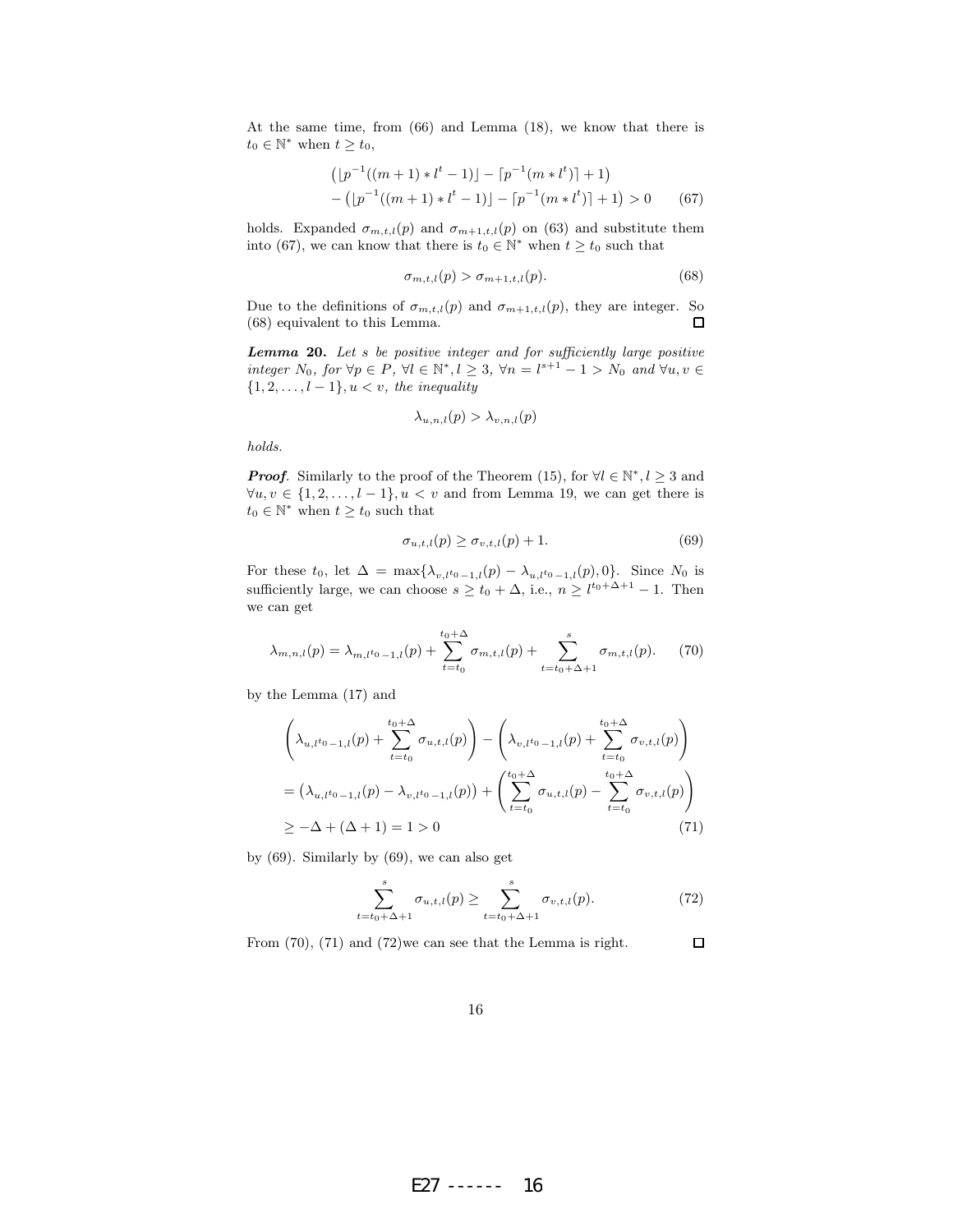At the same time, from (66) and Lemma (18), we know that there is $t_0 \in \mathbb{N}^*$ when $t \geq t_0$,

$$\begin{aligned}&\left(\lfloor p^{-1}((m+1)*l^t - 1)\rfloor - \lceil p^{-1}(m*l^t)\rceil + 1\right)\\ &- \left(\lfloor p^{-1}((m+1)*l^t - 1)\rfloor - \lceil p^{-1}(m*l^t)\rceil + 1\right) > 0 \qquad (67)\end{aligned}$$

holds. Expanded $\sigma_{m,t,l}(p)$ and $\sigma_{m+1,t,l}(p)$ on (63) and substitute them into (67), we can know that there is $t_0 \in \mathbb{N}^*$ when $t \geq t_0$ such that

$$\sigma_{m,t,l}(p) > \sigma_{m+1,t,l}(p). \qquad (68)$$

Due to the definitions of $\sigma_{m,t,l}(p)$ and $\sigma_{m+1,t,l}(p)$, they are integer. So (68) equivalent to this Lemma. □

***Lemma 20.*** *Let $s$ be positive integer and for sufficiently large positive integer $N_0$, for $\forall p \in P$, $\forall l \in \mathbb{N}^*, l \geq 3$, $\forall n = l^{s+1} - 1 > N_0$ and $\forall u, v \in \{1, 2, \ldots, l-1\}, u < v$, the inequality*

$$\lambda_{u,n,l}(p) > \lambda_{v,n,l}(p)$$

*holds.*

***Proof.*** Similarly to the proof of the Theorem (15), for $\forall l \in \mathbb{N}^*, l \geq 3$ and $\forall u, v \in \{1, 2, \ldots, l-1\}, u < v$ and from Lemma 19, we can get there is $t_0 \in \mathbb{N}^*$ when $t \geq t_0$ such that

$$\sigma_{u,t,l}(p) \geq \sigma_{v,t,l}(p) + 1. \qquad (69)$$

For these $t_0$, let $\Delta = \max\{\lambda_{v,l^{t_0}-1,l}(p) - \lambda_{u,l^{t_0}-1,l}(p), 0\}$. Since $N_0$ is sufficiently large, we can choose $s \geq t_0 + \Delta$, i.e., $n \geq l^{t_0+\Delta+1} - 1$. Then we can get

$$\lambda_{m,n,l}(p) = \lambda_{m,l^{t_0}-1,l}(p) + \sum_{t=t_0}^{t_0+\Delta} \sigma_{m,t,l}(p) + \sum_{t=t_0+\Delta+1}^{s} \sigma_{m,t,l}(p). \qquad (70)$$

by the Lemma (17) and

$$\begin{aligned}&\left(\lambda_{u,l^{t_0}-1,l}(p) + \sum_{t=t_0}^{t_0+\Delta} \sigma_{u,t,l}(p)\right) - \left(\lambda_{v,l^{t_0}-1,l}(p) + \sum_{t=t_0}^{t_0+\Delta} \sigma_{v,t,l}(p)\right)\\ &= \left(\lambda_{u,l^{t_0}-1,l}(p) - \lambda_{v,l^{t_0}-1,l}(p)\right) + \left(\sum_{t=t_0}^{t_0+\Delta} \sigma_{u,t,l}(p) - \sum_{t=t_0}^{t_0+\Delta} \sigma_{v,t,l}(p)\right)\\ &\geq -\Delta + (\Delta + 1) = 1 > 0 \qquad (71)\end{aligned}$$

by (69). Similarly by (69), we can also get

$$\sum_{t=t_0+\Delta+1}^{s} \sigma_{u,t,l}(p) \geq \sum_{t=t_0+\Delta+1}^{s} \sigma_{v,t,l}(p). \qquad (72)$$

From (70), (71) and (72)we can see that the Lemma is right. □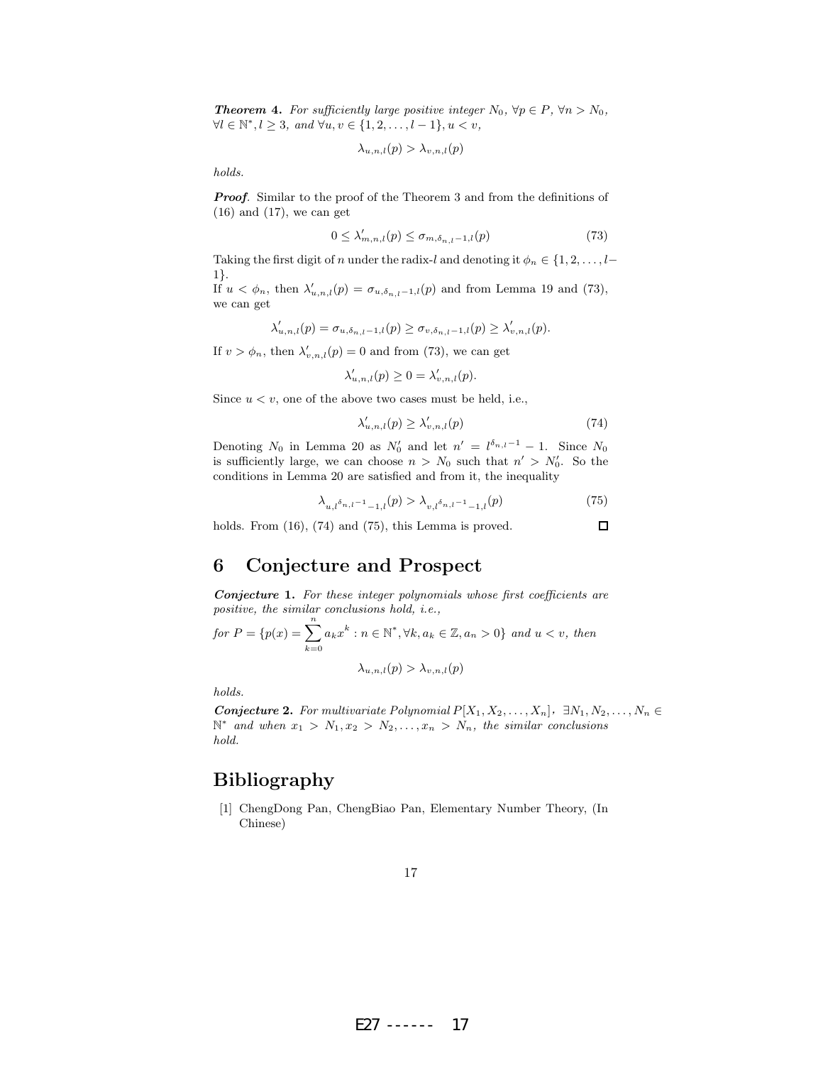***Theorem 4.*** *For sufficiently large positive integer $N_0$, $\forall p \in P$, $\forall n > N_0$, $\forall l \in \mathbb{N}^*, l \geq 3$, and $\forall u, v \in \{1, 2, \ldots, l-1\}, u < v$,*

$$\lambda_{u,n,l}(p) > \lambda_{v,n,l}(p)$$

*holds.*

***Proof.*** Similar to the proof of the Theorem 3 and from the definitions of (16) and (17), we can get

$$0 \leq \lambda'_{m,n,l}(p) \leq \sigma_{m,\delta_{n,l}-1,l}(p) \tag{73}$$

Taking the first digit of $n$ under the radix-$l$ and denoting it $\phi_n \in \{1, 2, \ldots, l-1\}$.
If $u < \phi_n$, then $\lambda'_{u,n,l}(p) = \sigma_{u,\delta_{n,l}-1,l}(p)$ and from Lemma 19 and (73), we can get

$$\lambda'_{u,n,l}(p) = \sigma_{u,\delta_{n,l}-1,l}(p) \geq \sigma_{v,\delta_{n,l}-1,l}(p) \geq \lambda'_{v,n,l}(p).$$

If $v > \phi_n$, then $\lambda'_{v,n,l}(p) = 0$ and from (73), we can get

$$\lambda'_{u,n,l}(p) \geq 0 = \lambda'_{v,n,l}(p).$$

Since $u < v$, one of the above two cases must be held, i.e.,

$$\lambda'_{u,n,l}(p) \geq \lambda'_{v,n,l}(p) \tag{74}$$

Denoting $N_0$ in Lemma 20 as $N'_0$ and let $n' = l^{\delta_{n,l}-1} - 1$. Since $N_0$ is sufficiently large, we can choose $n > N_0$ such that $n' > N'_0$. So the conditions in Lemma 20 are satisfied and from it, the inequality

$$\lambda_{u,l^{\delta_{n,l}-1}-1,l}(p) > \lambda_{v,l^{\delta_{n,l}-1}-1,l}(p) \tag{75}$$

holds. From (16), (74) and (75), this Lemma is proved. □

## 6 Conjecture and Prospect

***Conjecture 1.*** *For these integer polynomials whose first coefficients are positive, the similar conclusions hold, i.e.,*
*for $P = \{p(x) = \sum_{k=0}^{n} a_k x^k : n \in \mathbb{N}^*, \forall k, a_k \in \mathbb{Z}, a_n > 0\}$ and $u < v$, then*

$$\lambda_{u,n,l}(p) > \lambda_{v,n,l}(p)$$

*holds.*

***Conjecture 2.*** *For multivariate Polynomial $P[X_1, X_2, \ldots, X_n]$, $\exists N_1, N_2, \ldots, N_n \in \mathbb{N}^*$ and when $x_1 > N_1, x_2 > N_2, \ldots, x_n > N_n$, the similar conclusions hold.*

## Bibliography

[1] ChengDong Pan, ChengBiao Pan, Elementary Number Theory, (In Chinese)